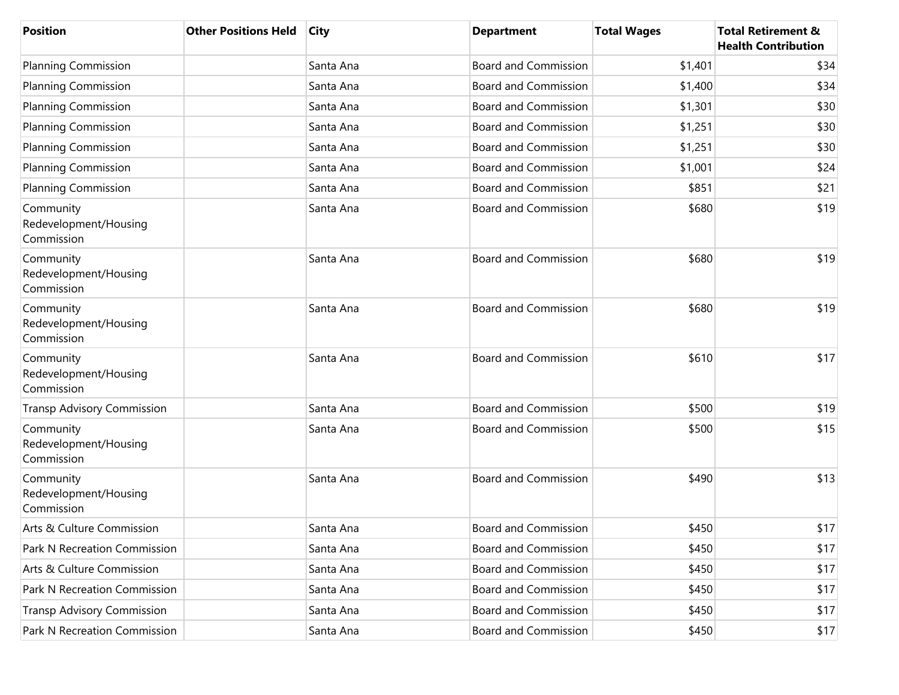| Position | Other Positions Held | City | Department | Total Wages | Total Retirement & Health Contribution |
|---|---|---|---|---|---|
| Planning Commission | | Santa Ana | Board and Commission | $1,401 | $34 |
| Planning Commission | | Santa Ana | Board and Commission | $1,400 | $34 |
| Planning Commission | | Santa Ana | Board and Commission | $1,301 | $30 |
| Planning Commission | | Santa Ana | Board and Commission | $1,251 | $30 |
| Planning Commission | | Santa Ana | Board and Commission | $1,251 | $30 |
| Planning Commission | | Santa Ana | Board and Commission | $1,001 | $24 |
| Planning Commission | | Santa Ana | Board and Commission | $851 | $21 |
| Community Redevelopment/Housing Commission | | Santa Ana | Board and Commission | $680 | $19 |
| Community Redevelopment/Housing Commission | | Santa Ana | Board and Commission | $680 | $19 |
| Community Redevelopment/Housing Commission | | Santa Ana | Board and Commission | $680 | $19 |
| Community Redevelopment/Housing Commission | | Santa Ana | Board and Commission | $610 | $17 |
| Transp Advisory Commission | | Santa Ana | Board and Commission | $500 | $19 |
| Community Redevelopment/Housing Commission | | Santa Ana | Board and Commission | $500 | $15 |
| Community Redevelopment/Housing Commission | | Santa Ana | Board and Commission | $490 | $13 |
| Arts & Culture Commission | | Santa Ana | Board and Commission | $450 | $17 |
| Park N Recreation Commission | | Santa Ana | Board and Commission | $450 | $17 |
| Arts & Culture Commission | | Santa Ana | Board and Commission | $450 | $17 |
| Park N Recreation Commission | | Santa Ana | Board and Commission | $450 | $17 |
| Transp Advisory Commission | | Santa Ana | Board and Commission | $450 | $17 |
| Park N Recreation Commission | | Santa Ana | Board and Commission | $450 | $17 |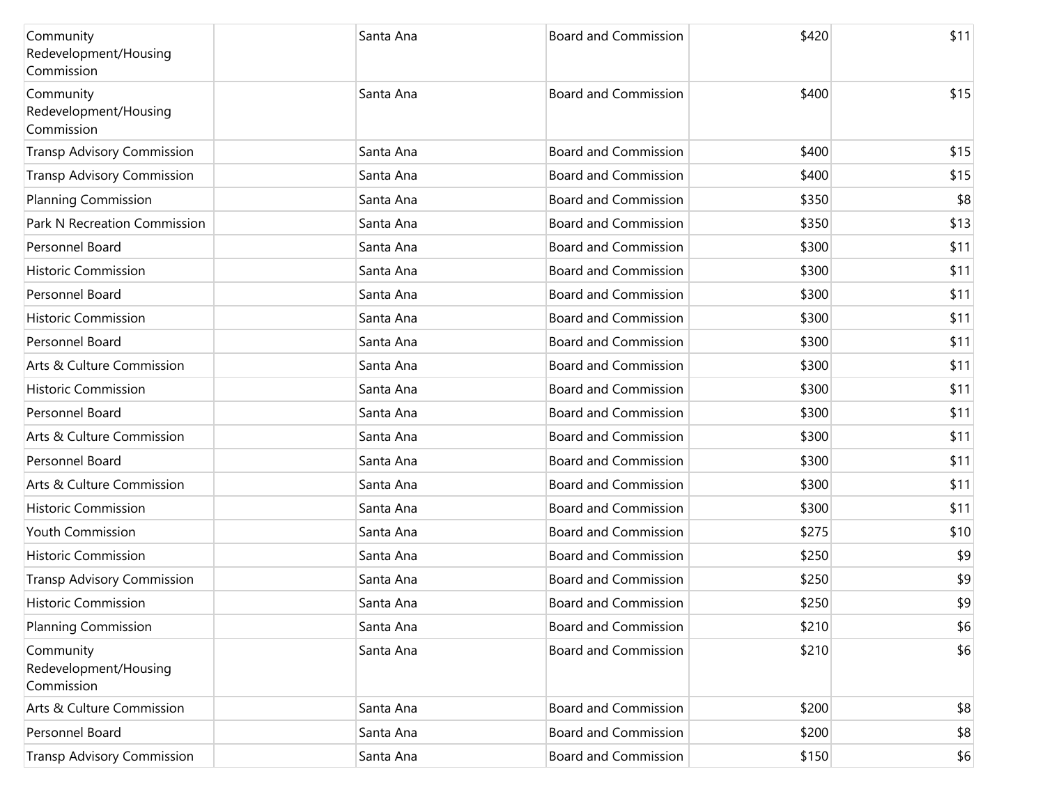| | | | | | |
|---|---|---|---|---|---|
| Community Redevelopment/Housing Commission | | Santa Ana | Board and Commission | $420 | $11 |
| Community Redevelopment/Housing Commission | | Santa Ana | Board and Commission | $400 | $15 |
| Transp Advisory Commission | | Santa Ana | Board and Commission | $400 | $15 |
| Transp Advisory Commission | | Santa Ana | Board and Commission | $400 | $15 |
| Planning Commission | | Santa Ana | Board and Commission | $350 | $8 |
| Park N Recreation Commission | | Santa Ana | Board and Commission | $350 | $13 |
| Personnel Board | | Santa Ana | Board and Commission | $300 | $11 |
| Historic Commission | | Santa Ana | Board and Commission | $300 | $11 |
| Personnel Board | | Santa Ana | Board and Commission | $300 | $11 |
| Historic Commission | | Santa Ana | Board and Commission | $300 | $11 |
| Personnel Board | | Santa Ana | Board and Commission | $300 | $11 |
| Arts & Culture Commission | | Santa Ana | Board and Commission | $300 | $11 |
| Historic Commission | | Santa Ana | Board and Commission | $300 | $11 |
| Personnel Board | | Santa Ana | Board and Commission | $300 | $11 |
| Arts & Culture Commission | | Santa Ana | Board and Commission | $300 | $11 |
| Personnel Board | | Santa Ana | Board and Commission | $300 | $11 |
| Arts & Culture Commission | | Santa Ana | Board and Commission | $300 | $11 |
| Historic Commission | | Santa Ana | Board and Commission | $300 | $11 |
| Youth Commission | | Santa Ana | Board and Commission | $275 | $10 |
| Historic Commission | | Santa Ana | Board and Commission | $250 | $9 |
| Transp Advisory Commission | | Santa Ana | Board and Commission | $250 | $9 |
| Historic Commission | | Santa Ana | Board and Commission | $250 | $9 |
| Planning Commission | | Santa Ana | Board and Commission | $210 | $6 |
| Community Redevelopment/Housing Commission | | Santa Ana | Board and Commission | $210 | $6 |
| Arts & Culture Commission | | Santa Ana | Board and Commission | $200 | $8 |
| Personnel Board | | Santa Ana | Board and Commission | $200 | $8 |
| Transp Advisory Commission | | Santa Ana | Board and Commission | $150 | $6 |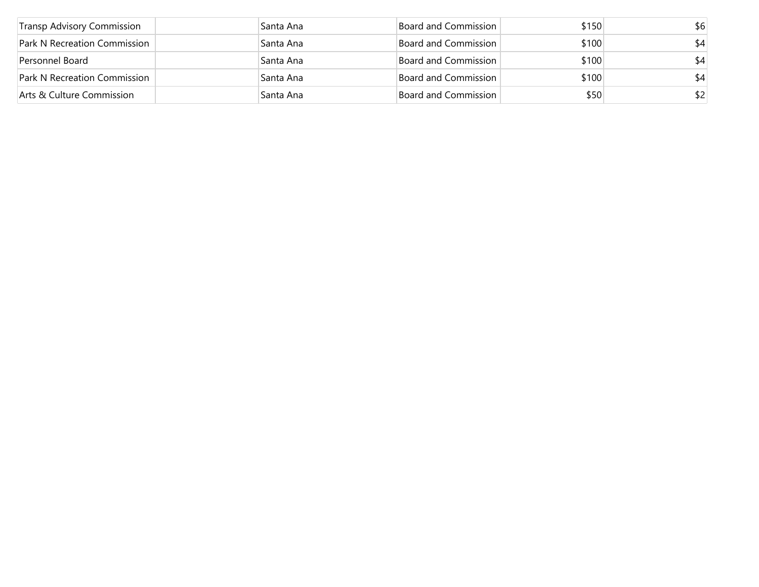| | | | | | |
|---|---|---|---|---|---|
| Transp Advisory Commission | | Santa Ana | Board and Commission | $150 | $6 |
| Park N Recreation Commission | | Santa Ana | Board and Commission | $100 | $4 |
| Personnel Board | | Santa Ana | Board and Commission | $100 | $4 |
| Park N Recreation Commission | | Santa Ana | Board and Commission | $100 | $4 |
| Arts & Culture Commission | | Santa Ana | Board and Commission | $50 | $2 |